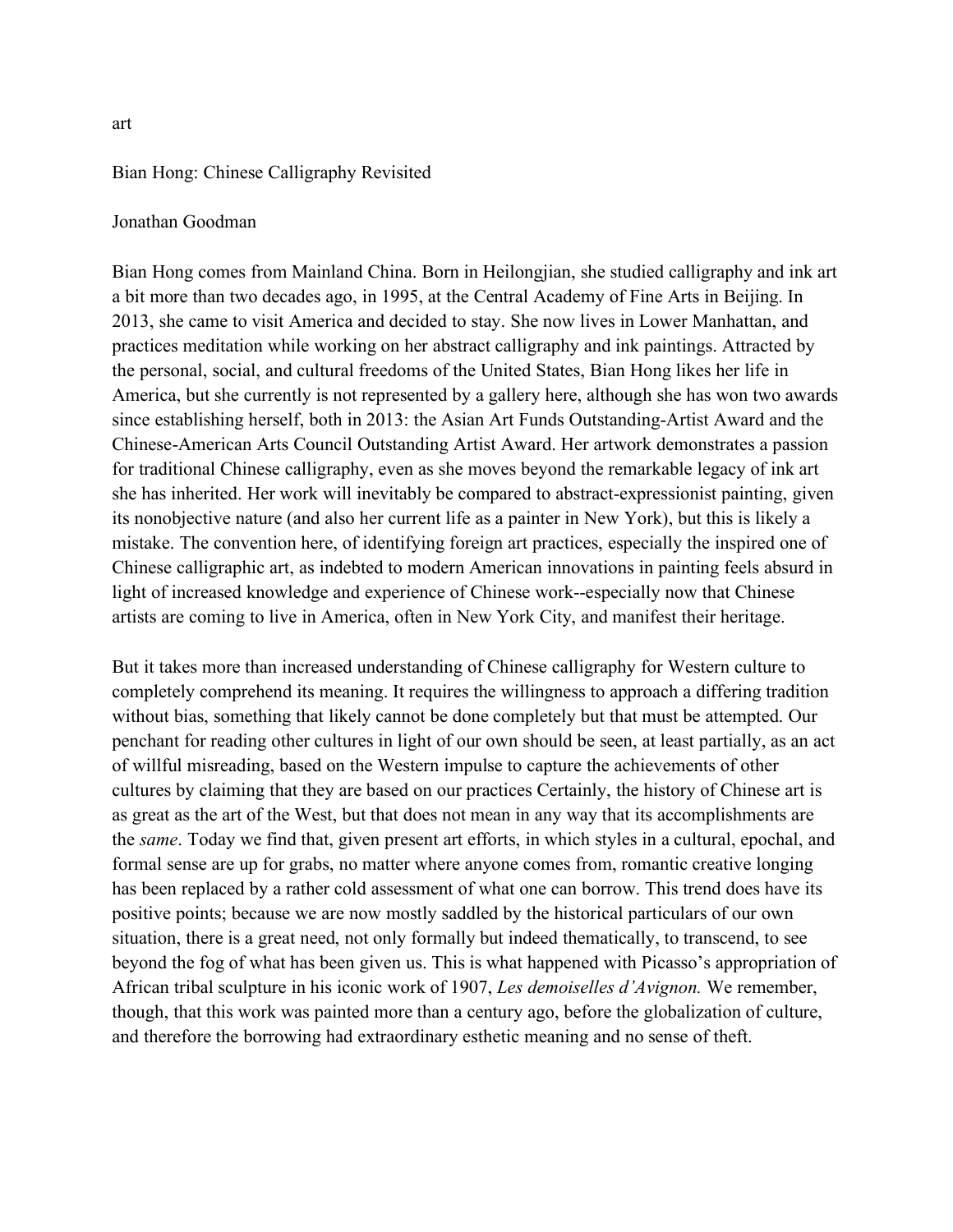art

# Bian Hong: Chinese Calligraphy Revisited

Jonathan Goodman

Bian Hong comes from Mainland China. Born in Heilongjian, she studied calligraphy and ink art a bit more than two decades ago, in 1995, at the Central Academy of Fine Arts in Beijing. In 2013, she came to visit America and decided to stay. She now lives in Lower Manhattan, and practices meditation while working on her abstract calligraphy and ink paintings. Attracted by the personal, social, and cultural freedoms of the United States, Bian Hong likes her life in America, but she currently is not represented by a gallery here, although she has won two awards since establishing herself, both in 2013: the Asian Art Funds Outstanding-Artist Award and the Chinese-American Arts Council Outstanding Artist Award. Her artwork demonstrates a passion for traditional Chinese calligraphy, even as she moves beyond the remarkable legacy of ink art she has inherited. Her work will inevitably be compared to abstract-expressionist painting, given its nonobjective nature (and also her current life as a painter in New York), but this is likely a mistake. The convention here, of identifying foreign art practices, especially the inspired one of Chinese calligraphic art, as indebted to modern American innovations in painting feels absurd in light of increased knowledge and experience of Chinese work--especially now that Chinese artists are coming to live in America, often in New York City, and manifest their heritage.

But it takes more than increased understanding of Chinese calligraphy for Western culture to completely comprehend its meaning. It requires the willingness to approach a differing tradition without bias, something that likely cannot be done completely but that must be attempted. Our penchant for reading other cultures in light of our own should be seen, at least partially, as an act of willful misreading, based on the Western impulse to capture the achievements of other cultures by claiming that they are based on our practices Certainly, the history of Chinese art is as great as the art of the West, but that does not mean in any way that its accomplishments are the *same*. Today we find that, given present art efforts, in which styles in a cultural, epochal, and formal sense are up for grabs, no matter where anyone comes from, romantic creative longing has been replaced by a rather cold assessment of what one can borrow. This trend does have its positive points; because we are now mostly saddled by the historical particulars of our own situation, there is a great need, not only formally but indeed thematically, to transcend, to see beyond the fog of what has been given us. This is what happened with Picasso's appropriation of African tribal sculpture in his iconic work of 1907, *Les demoiselles d'Avignon.* We remember, though, that this work was painted more than a century ago, before the globalization of culture, and therefore the borrowing had extraordinary esthetic meaning and no sense of theft.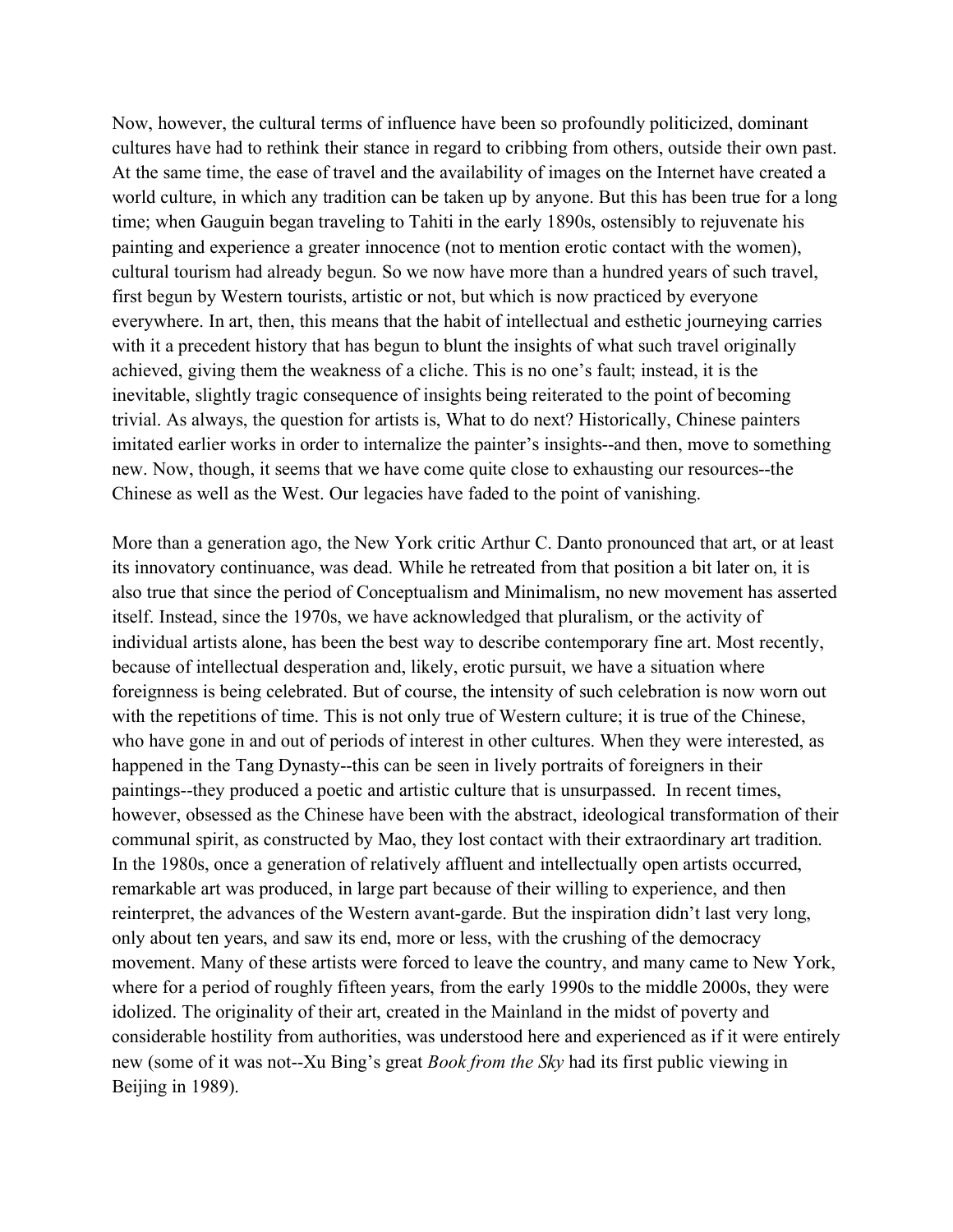Now, however, the cultural terms of influence have been so profoundly politicized, dominant cultures have had to rethink their stance in regard to cribbing from others, outside their own past. At the same time, the ease of travel and the availability of images on the Internet have created a world culture, in which any tradition can be taken up by anyone. But this has been true for a long time; when Gauguin began traveling to Tahiti in the early 1890s, ostensibly to rejuvenate his painting and experience a greater innocence (not to mention erotic contact with the women), cultural tourism had already begun. So we now have more than a hundred years of such travel, first begun by Western tourists, artistic or not, but which is now practiced by everyone everywhere. In art, then, this means that the habit of intellectual and esthetic journeying carries with it a precedent history that has begun to blunt the insights of what such travel originally achieved, giving them the weakness of a cliche. This is no one's fault; instead, it is the inevitable, slightly tragic consequence of insights being reiterated to the point of becoming trivial. As always, the question for artists is, What to do next? Historically, Chinese painters imitated earlier works in order to internalize the painter's insights--and then, move to something new. Now, though, it seems that we have come quite close to exhausting our resources--the Chinese as well as the West. Our legacies have faded to the point of vanishing.

More than a generation ago, the New York critic Arthur C. Danto pronounced that art, or at least its innovatory continuance, was dead. While he retreated from that position a bit later on, it is also true that since the period of Conceptualism and Minimalism, no new movement has asserted itself. Instead, since the 1970s, we have acknowledged that pluralism, or the activity of individual artists alone, has been the best way to describe contemporary fine art. Most recently, because of intellectual desperation and, likely, erotic pursuit, we have a situation where foreignness is being celebrated. But of course, the intensity of such celebration is now worn out with the repetitions of time. This is not only true of Western culture; it is true of the Chinese, who have gone in and out of periods of interest in other cultures. When they were interested, as happened in the Tang Dynasty--this can be seen in lively portraits of foreigners in their paintings--they produced a poetic and artistic culture that is unsurpassed. In recent times, however, obsessed as the Chinese have been with the abstract, ideological transformation of their communal spirit, as constructed by Mao, they lost contact with their extraordinary art tradition. In the 1980s, once a generation of relatively affluent and intellectually open artists occurred, remarkable art was produced, in large part because of their willing to experience, and then reinterpret, the advances of the Western avant-garde. But the inspiration didn't last very long, only about ten years, and saw its end, more or less, with the crushing of the democracy movement. Many of these artists were forced to leave the country, and many came to New York, where for a period of roughly fifteen years, from the early 1990s to the middle 2000s, they were idolized. The originality of their art, created in the Mainland in the midst of poverty and considerable hostility from authorities, was understood here and experienced as if it were entirely new (some of it was not--Xu Bing's great *Book from the Sky* had its first public viewing in Beijing in 1989).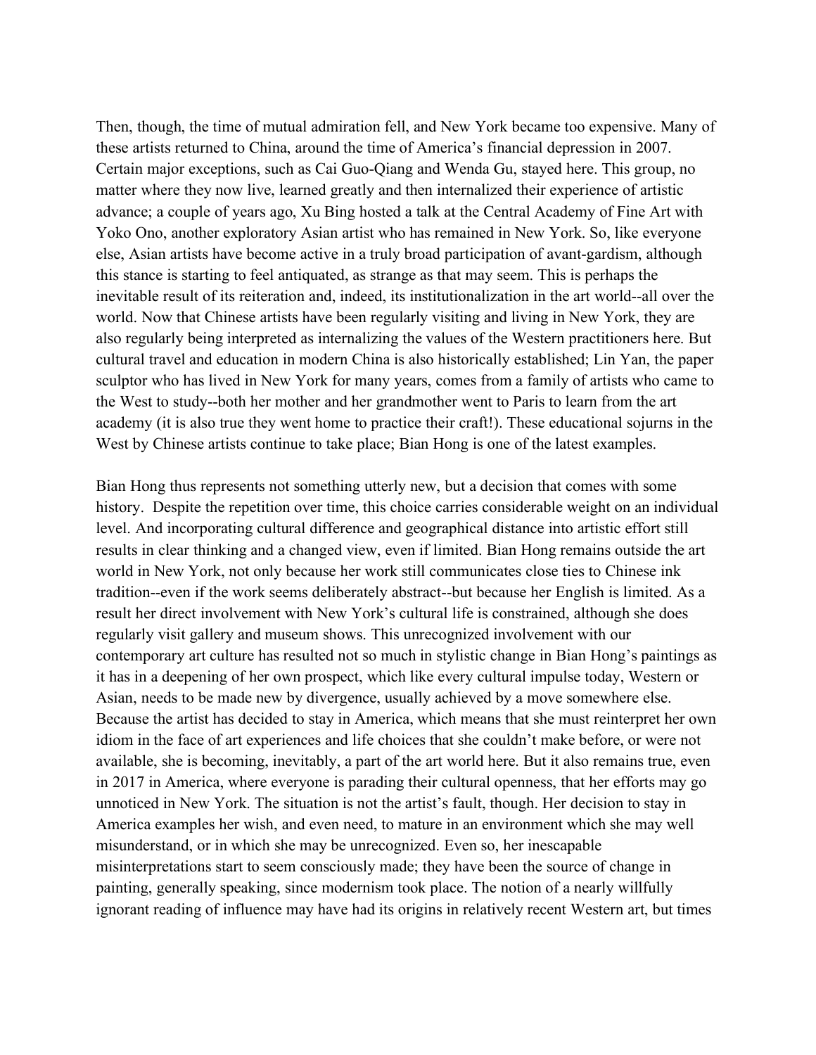Then, though, the time of mutual admiration fell, and New York became too expensive. Many of these artists returned to China, around the time of America's financial depression in 2007. Certain major exceptions, such as Cai Guo-Qiang and Wenda Gu, stayed here. This group, no matter where they now live, learned greatly and then internalized their experience of artistic advance; a couple of years ago, Xu Bing hosted a talk at the Central Academy of Fine Art with Yoko Ono, another exploratory Asian artist who has remained in New York. So, like everyone else, Asian artists have become active in a truly broad participation of avant-gardism, although this stance is starting to feel antiquated, as strange as that may seem. This is perhaps the inevitable result of its reiteration and, indeed, its institutionalization in the art world--all over the world. Now that Chinese artists have been regularly visiting and living in New York, they are also regularly being interpreted as internalizing the values of the Western practitioners here. But cultural travel and education in modern China is also historically established; Lin Yan, the paper sculptor who has lived in New York for many years, comes from a family of artists who came to the West to study--both her mother and her grandmother went to Paris to learn from the art academy (it is also true they went home to practice their craft!). These educational sojurns in the West by Chinese artists continue to take place; Bian Hong is one of the latest examples.

Bian Hong thus represents not something utterly new, but a decision that comes with some history. Despite the repetition over time, this choice carries considerable weight on an individual level. And incorporating cultural difference and geographical distance into artistic effort still results in clear thinking and a changed view, even if limited. Bian Hong remains outside the art world in New York, not only because her work still communicates close ties to Chinese ink tradition--even if the work seems deliberately abstract--but because her English is limited. As a result her direct involvement with New York's cultural life is constrained, although she does regularly visit gallery and museum shows. This unrecognized involvement with our contemporary art culture has resulted not so much in stylistic change in Bian Hong's paintings as it has in a deepening of her own prospect, which like every cultural impulse today, Western or Asian, needs to be made new by divergence, usually achieved by a move somewhere else. Because the artist has decided to stay in America, which means that she must reinterpret her own idiom in the face of art experiences and life choices that she couldn't make before, or were not available, she is becoming, inevitably, a part of the art world here. But it also remains true, even in 2017 in America, where everyone is parading their cultural openness, that her efforts may go unnoticed in New York. The situation is not the artist's fault, though. Her decision to stay in America examples her wish, and even need, to mature in an environment which she may well misunderstand, or in which she may be unrecognized. Even so, her inescapable misinterpretations start to seem consciously made; they have been the source of change in painting, generally speaking, since modernism took place. The notion of a nearly willfully ignorant reading of influence may have had its origins in relatively recent Western art, but times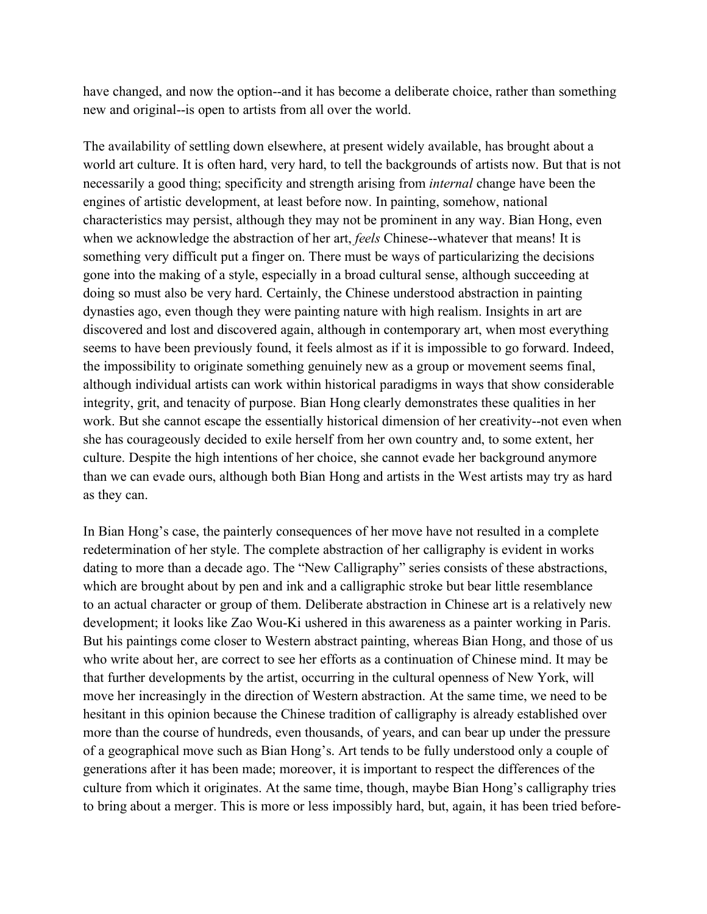have changed, and now the option--and it has become a deliberate choice, rather than something new and original--is open to artists from all over the world.

The availability of settling down elsewhere, at present widely available, has brought about a world art culture. It is often hard, very hard, to tell the backgrounds of artists now. But that is not necessarily a good thing; specificity and strength arising from *internal* change have been the engines of artistic development, at least before now. In painting, somehow, national characteristics may persist, although they may not be prominent in any way. Bian Hong, even when we acknowledge the abstraction of her art, *feels* Chinese--whatever that means! It is something very difficult put a finger on. There must be ways of particularizing the decisions gone into the making of a style, especially in a broad cultural sense, although succeeding at doing so must also be very hard. Certainly, the Chinese understood abstraction in painting dynasties ago, even though they were painting nature with high realism. Insights in art are discovered and lost and discovered again, although in contemporary art, when most everything seems to have been previously found, it feels almost as if it is impossible to go forward. Indeed, the impossibility to originate something genuinely new as a group or movement seems final, although individual artists can work within historical paradigms in ways that show considerable integrity, grit, and tenacity of purpose. Bian Hong clearly demonstrates these qualities in her work. But she cannot escape the essentially historical dimension of her creativity--not even when she has courageously decided to exile herself from her own country and, to some extent, her culture. Despite the high intentions of her choice, she cannot evade her background anymore than we can evade ours, although both Bian Hong and artists in the West artists may try as hard as they can.

In Bian Hong's case, the painterly consequences of her move have not resulted in a complete redetermination of her style. The complete abstraction of her calligraphy is evident in works dating to more than a decade ago. The "New Calligraphy" series consists of these abstractions, which are brought about by pen and ink and a calligraphic stroke but bear little resemblance to an actual character or group of them. Deliberate abstraction in Chinese art is a relatively new development; it looks like Zao Wou-Ki ushered in this awareness as a painter working in Paris. But his paintings come closer to Western abstract painting, whereas Bian Hong, and those of us who write about her, are correct to see her efforts as a continuation of Chinese mind. It may be that further developments by the artist, occurring in the cultural openness of New York, will move her increasingly in the direction of Western abstraction. At the same time, we need to be hesitant in this opinion because the Chinese tradition of calligraphy is already established over more than the course of hundreds, even thousands, of years, and can bear up under the pressure of a geographical move such as Bian Hong's. Art tends to be fully understood only a couple of generations after it has been made; moreover, it is important to respect the differences of the culture from which it originates. At the same time, though, maybe Bian Hong's calligraphy tries to bring about a merger. This is more or less impossibly hard, but, again, it has been tried before-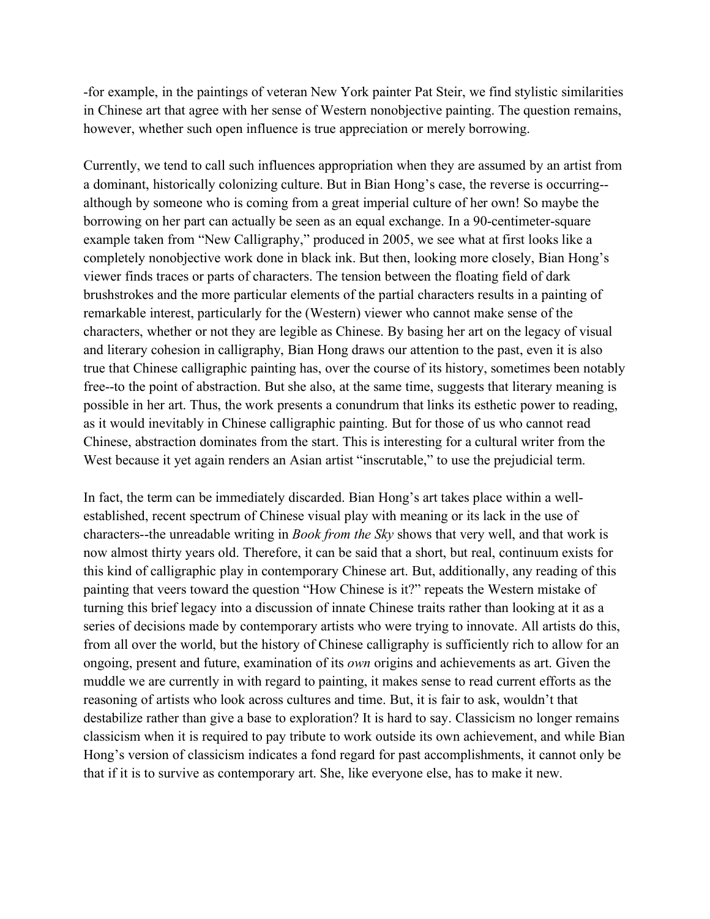-for example, in the paintings of veteran New York painter Pat Steir, we find stylistic similarities in Chinese art that agree with her sense of Western nonobjective painting. The question remains, however, whether such open influence is true appreciation or merely borrowing.

Currently, we tend to call such influences appropriation when they are assumed by an artist from a dominant, historically colonizing culture. But in Bian Hong's case, the reverse is occurring--although by someone who is coming from a great imperial culture of her own! So maybe the borrowing on her part can actually be seen as an equal exchange. In a 90-centimeter-square example taken from "New Calligraphy," produced in 2005, we see what at first looks like a completely nonobjective work done in black ink. But then, looking more closely, Bian Hong's viewer finds traces or parts of characters. The tension between the floating field of dark brushstrokes and the more particular elements of the partial characters results in a painting of remarkable interest, particularly for the (Western) viewer who cannot make sense of the characters, whether or not they are legible as Chinese. By basing her art on the legacy of visual and literary cohesion in calligraphy, Bian Hong draws our attention to the past, even it is also true that Chinese calligraphic painting has, over the course of its history, sometimes been notably free--to the point of abstraction. But she also, at the same time, suggests that literary meaning is possible in her art. Thus, the work presents a conundrum that links its esthetic power to reading, as it would inevitably in Chinese calligraphic painting. But for those of us who cannot read Chinese, abstraction dominates from the start. This is interesting for a cultural writer from the West because it yet again renders an Asian artist "inscrutable," to use the prejudicial term.

In fact, the term can be immediately discarded. Bian Hong's art takes place within a well-established, recent spectrum of Chinese visual play with meaning or its lack in the use of characters--the unreadable writing in *Book from the Sky* shows that very well, and that work is now almost thirty years old. Therefore, it can be said that a short, but real, continuum exists for this kind of calligraphic play in contemporary Chinese art. But, additionally, any reading of this painting that veers toward the question "How Chinese is it?" repeats the Western mistake of turning this brief legacy into a discussion of innate Chinese traits rather than looking at it as a series of decisions made by contemporary artists who were trying to innovate. All artists do this, from all over the world, but the history of Chinese calligraphy is sufficiently rich to allow for an ongoing, present and future, examination of its *own* origins and achievements as art. Given the muddle we are currently in with regard to painting, it makes sense to read current efforts as the reasoning of artists who look across cultures and time. But, it is fair to ask, wouldn't that destabilize rather than give a base to exploration? It is hard to say. Classicism no longer remains classicism when it is required to pay tribute to work outside its own achievement, and while Bian Hong's version of classicism indicates a fond regard for past accomplishments, it cannot only be that if it is to survive as contemporary art. She, like everyone else, has to make it new.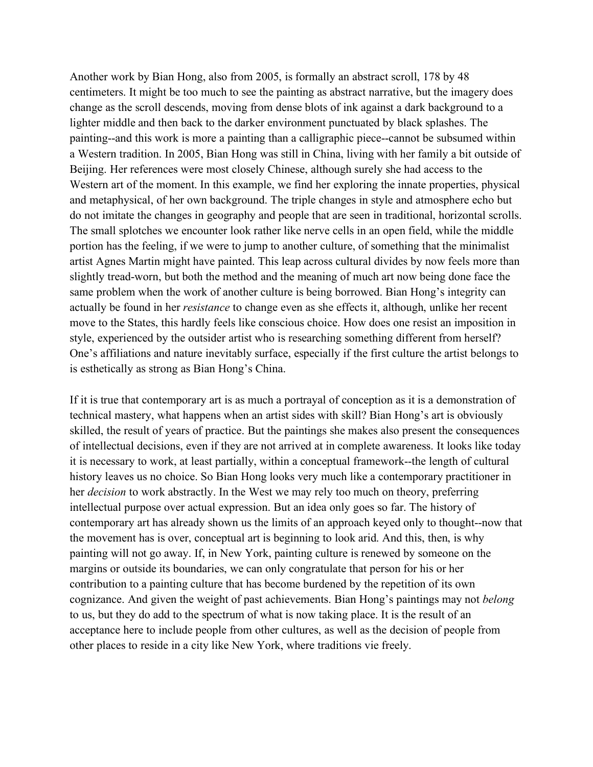Another work by Bian Hong, also from 2005, is formally an abstract scroll, 178 by 48 centimeters. It might be too much to see the painting as abstract narrative, but the imagery does change as the scroll descends, moving from dense blots of ink against a dark background to a lighter middle and then back to the darker environment punctuated by black splashes. The painting--and this work is more a painting than a calligraphic piece--cannot be subsumed within a Western tradition. In 2005, Bian Hong was still in China, living with her family a bit outside of Beijing. Her references were most closely Chinese, although surely she had access to the Western art of the moment. In this example, we find her exploring the innate properties, physical and metaphysical, of her own background. The triple changes in style and atmosphere echo but do not imitate the changes in geography and people that are seen in traditional, horizontal scrolls. The small splotches we encounter look rather like nerve cells in an open field, while the middle portion has the feeling, if we were to jump to another culture, of something that the minimalist artist Agnes Martin might have painted. This leap across cultural divides by now feels more than slightly tread-worn, but both the method and the meaning of much art now being done face the same problem when the work of another culture is being borrowed. Bian Hong's integrity can actually be found in her *resistance* to change even as she effects it, although, unlike her recent move to the States, this hardly feels like conscious choice. How does one resist an imposition in style, experienced by the outsider artist who is researching something different from herself? One's affiliations and nature inevitably surface, especially if the first culture the artist belongs to is esthetically as strong as Bian Hong's China.

If it is true that contemporary art is as much a portrayal of conception as it is a demonstration of technical mastery, what happens when an artist sides with skill? Bian Hong's art is obviously skilled, the result of years of practice. But the paintings she makes also present the consequences of intellectual decisions, even if they are not arrived at in complete awareness. It looks like today it is necessary to work, at least partially, within a conceptual framework--the length of cultural history leaves us no choice. So Bian Hong looks very much like a contemporary practitioner in her *decision* to work abstractly. In the West we may rely too much on theory, preferring intellectual purpose over actual expression. But an idea only goes so far. The history of contemporary art has already shown us the limits of an approach keyed only to thought--now that the movement has is over, conceptual art is beginning to look arid. And this, then, is why painting will not go away. If, in New York, painting culture is renewed by someone on the margins or outside its boundaries, we can only congratulate that person for his or her contribution to a painting culture that has become burdened by the repetition of its own cognizance. And given the weight of past achievements. Bian Hong's paintings may not *belong* to us, but they do add to the spectrum of what is now taking place. It is the result of an acceptance here to include people from other cultures, as well as the decision of people from other places to reside in a city like New York, where traditions vie freely.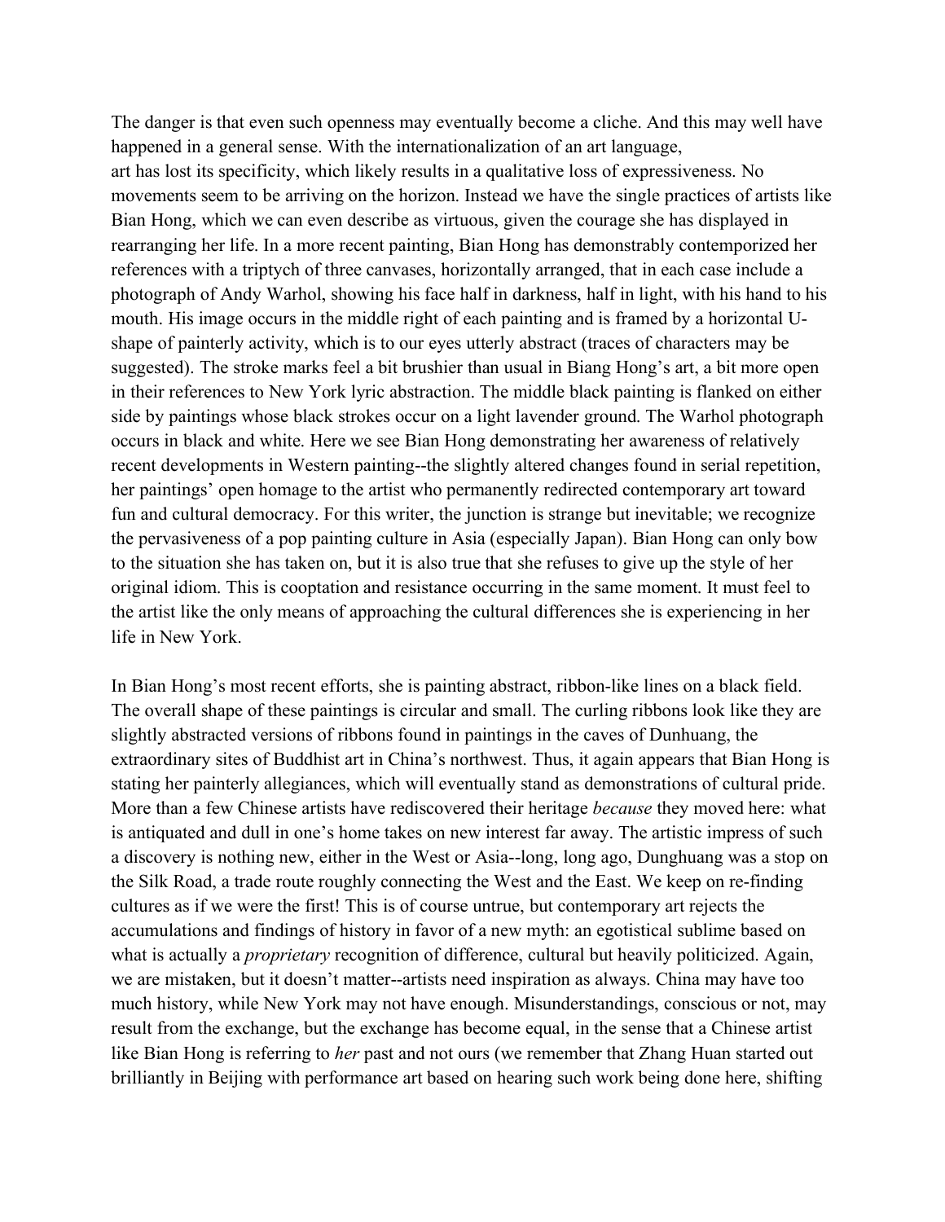The danger is that even such openness may eventually become a cliche. And this may well have happened in a general sense. With the internationalization of an art language, art has lost its specificity, which likely results in a qualitative loss of expressiveness. No movements seem to be arriving on the horizon. Instead we have the single practices of artists like Bian Hong, which we can even describe as virtuous, given the courage she has displayed in rearranging her life. In a more recent painting, Bian Hong has demonstrably contemporized her references with a triptych of three canvases, horizontally arranged, that in each case include a photograph of Andy Warhol, showing his face half in darkness, half in light, with his hand to his mouth. His image occurs in the middle right of each painting and is framed by a horizontal U-shape of painterly activity, which is to our eyes utterly abstract (traces of characters may be suggested). The stroke marks feel a bit brushier than usual in Biang Hong's art, a bit more open in their references to New York lyric abstraction. The middle black painting is flanked on either side by paintings whose black strokes occur on a light lavender ground. The Warhol photograph occurs in black and white. Here we see Bian Hong demonstrating her awareness of relatively recent developments in Western painting--the slightly altered changes found in serial repetition, her paintings' open homage to the artist who permanently redirected contemporary art toward fun and cultural democracy. For this writer, the junction is strange but inevitable; we recognize the pervasiveness of a pop painting culture in Asia (especially Japan). Bian Hong can only bow to the situation she has taken on, but it is also true that she refuses to give up the style of her original idiom. This is cooptation and resistance occurring in the same moment. It must feel to the artist like the only means of approaching the cultural differences she is experiencing in her life in New York.

In Bian Hong's most recent efforts, she is painting abstract, ribbon-like lines on a black field. The overall shape of these paintings is circular and small. The curling ribbons look like they are slightly abstracted versions of ribbons found in paintings in the caves of Dunhuang, the extraordinary sites of Buddhist art in China's northwest. Thus, it again appears that Bian Hong is stating her painterly allegiances, which will eventually stand as demonstrations of cultural pride. More than a few Chinese artists have rediscovered their heritage *because* they moved here: what is antiquated and dull in one's home takes on new interest far away. The artistic impress of such a discovery is nothing new, either in the West or Asia--long, long ago, Dunghuang was a stop on the Silk Road, a trade route roughly connecting the West and the East. We keep on re-finding cultures as if we were the first! This is of course untrue, but contemporary art rejects the accumulations and findings of history in favor of a new myth: an egotistical sublime based on what is actually a *proprietary* recognition of difference, cultural but heavily politicized. Again, we are mistaken, but it doesn't matter--artists need inspiration as always. China may have too much history, while New York may not have enough. Misunderstandings, conscious or not, may result from the exchange, but the exchange has become equal, in the sense that a Chinese artist like Bian Hong is referring to *her* past and not ours (we remember that Zhang Huan started out brilliantly in Beijing with performance art based on hearing such work being done here, shifting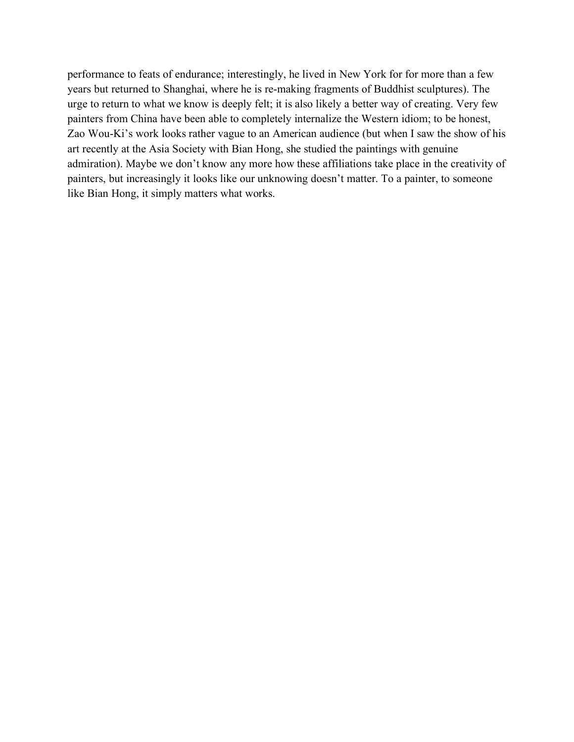performance to feats of endurance; interestingly, he lived in New York for for more than a few years but returned to Shanghai, where he is re-making fragments of Buddhist sculptures). The urge to return to what we know is deeply felt; it is also likely a better way of creating. Very few painters from China have been able to completely internalize the Western idiom; to be honest, Zao Wou-Ki's work looks rather vague to an American audience (but when I saw the show of his art recently at the Asia Society with Bian Hong, she studied the paintings with genuine admiration). Maybe we don't know any more how these affiliations take place in the creativity of painters, but increasingly it looks like our unknowing doesn't matter. To a painter, to someone like Bian Hong, it simply matters what works.